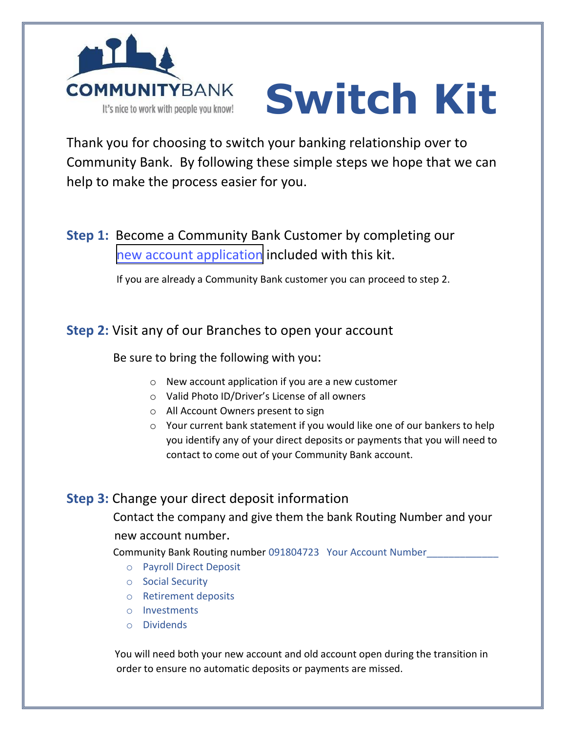COMMUNITYBANK

It's nice to work with people you know!

# Switch Kit

Thank you for choosing to switch your banking relationship over to Community Bank. By following these simple steps we hope that we can help to make the process easier for you.

**Step 1:** Become a Community Bank Customer by completing our new account application included with this kit.

If you are already a Community Bank customer you can proceed to step 2.

**Step 2:** Visit any of our Branches to open your account

Be sure to bring the following with you:

- New account application if you are a new customer
- Valid Photo ID/Driver's License of all owners
- All Account Owners present to sign
- Your current bank statement if you would like one of our bankers to help you identify any of your direct deposits or payments that you will need to contact to come out of your Community Bank account.

**Step 3:** Change your direct deposit information

Contact the company and give them the bank Routing Number and your new account number.

Community Bank Routing number 091804723 Your Account Number_____________

- Payroll Direct Deposit
- Social Security
- Retirement deposits
- Investments
- Dividends

You will need both your new account and old account open during the transition in order to ensure no automatic deposits or payments are missed.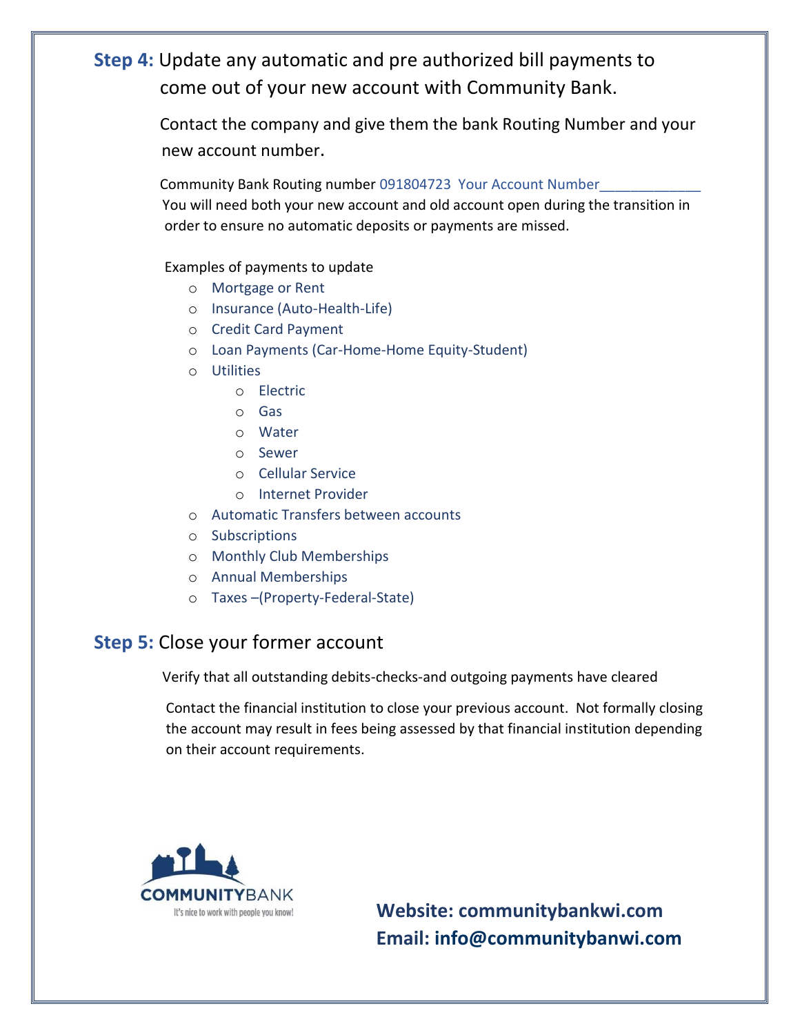**Step 4:** Update any automatic and pre authorized bill payments to come out of your new account with Community Bank.

Contact the company and give them the bank Routing Number and your new account number.

Community Bank Routing number 091804723 Your Account Number____________

You will need both your new account and old account open during the transition in order to ensure no automatic deposits or payments are missed.

Examples of payments to update

- Mortgage or Rent
- Insurance (Auto-Health-Life)
- Credit Card Payment
- Loan Payments (Car-Home-Home Equity-Student)
- Utilities
  - Electric
  - Gas
  - Water
  - Sewer
  - Cellular Service
  - Internet Provider
- Automatic Transfers between accounts
- Subscriptions
- Monthly Club Memberships
- Annual Memberships
- Taxes –(Property-Federal-State)

**Step 5:** Close your former account

Verify that all outstanding debits-checks-and outgoing payments have cleared

Contact the financial institution to close your previous account. Not formally closing the account may result in fees being assessed by that financial institution depending on their account requirements.

COMMUNITYBANK

It's nice to work with people you know!

**Website: communitybankwi.com**

**Email: info@communitybanwi.com**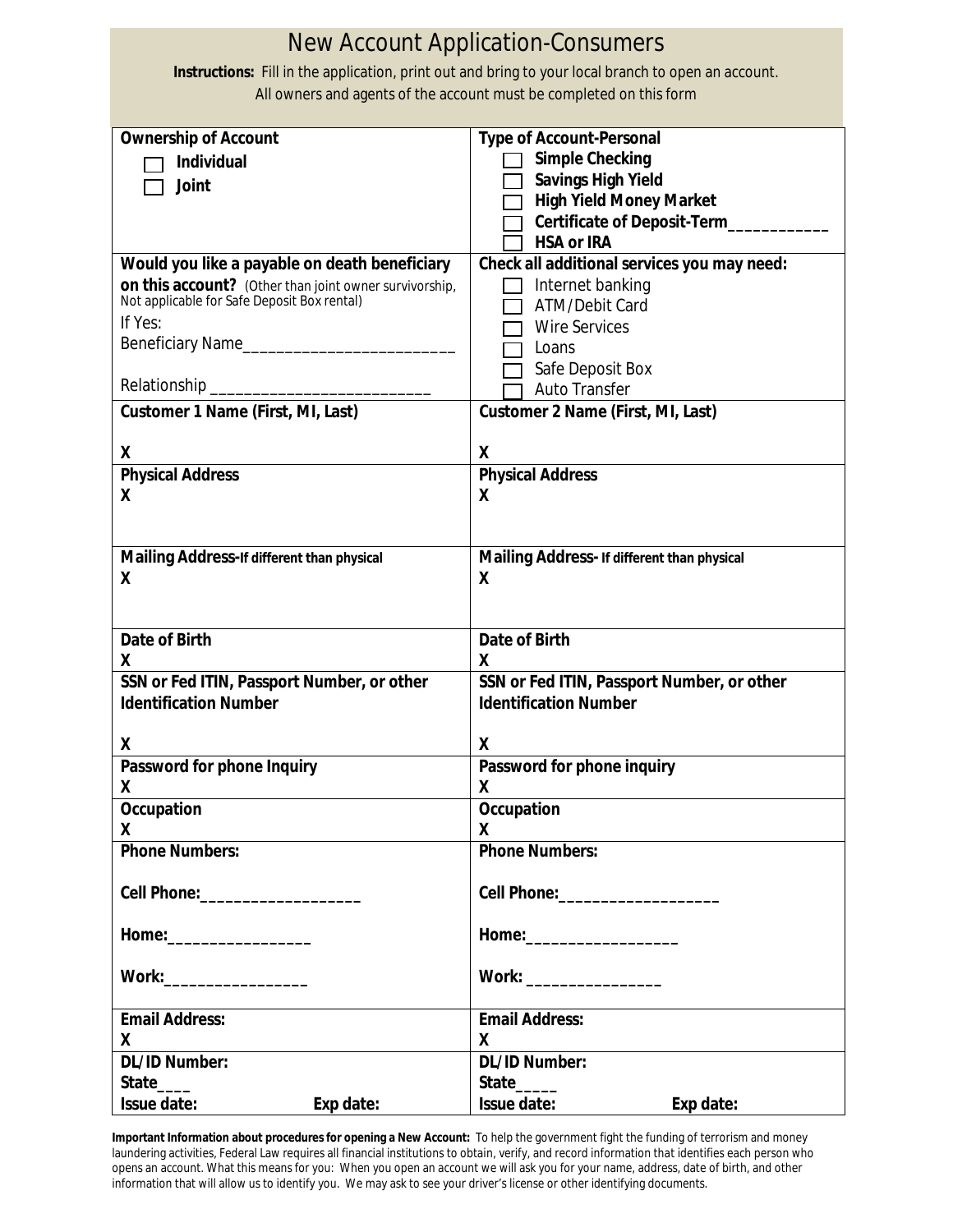# New Account Application-Consumers

**Instructions:** Fill in the application, print out and bring to your local branch to open an account.
All owners and agents of the account must be completed on this form

| | |
|---|---|
| **Ownership of Account**<br>☐ **Individual**<br>☐ **Joint** | **Type of Account-Personal**<br>☐ **Simple Checking**<br>☐ **Savings High Yield**<br>☐ **High Yield Money Market**<br>☐ **Certificate of Deposit-Term___________**<br>☐ **HSA or IRA** |
| **Would you like a payable on death beneficiary on this account?** (Other than joint owner survivorship, Not applicable for Safe Deposit Box rental)<br>If Yes:<br>Beneficiary Name________________________<br>Relationship _________________________ | **Check all additional services you may need:**<br>☐ Internet banking<br>☐ ATM/Debit Card<br>☐ Wire Services<br>☐ Loans<br>☐ Safe Deposit Box<br>☐ Auto Transfer |
| **Customer 1 Name (First, MI, Last)**<br>**X** | **Customer 2 Name (First, MI, Last)**<br>**X** |
| **Physical Address**<br>**X** | **Physical Address**<br>**X** |
| **Mailing Address-If different than physical**<br>**X** | **Mailing Address- If different than physical**<br>**X** |
| **Date of Birth**<br>**X** | **Date of Birth**<br>**X** |
| **SSN or Fed ITIN, Passport Number, or other Identification Number**<br>**X** | **SSN or Fed ITIN, Passport Number, or other Identification Number**<br>**X** |
| **Password for phone Inquiry**<br>**X** | **Password for phone inquiry**<br>**X** |
| **Occupation**<br>**X** | **Occupation**<br>**X** |
| **Phone Numbers:**<br>**Cell Phone:__________________**<br>**Home:________________**<br>**Work:________________** | **Phone Numbers:**<br>**Cell Phone:__________________**<br>**Home:________________**<br>**Work: ________________** |
| **Email Address:**<br>**X** | **Email Address:**<br>**X** |
| **DL/ID Number:**<br>**State____**<br>**Issue date:** **Exp date:** | **DL/ID Number:**<br>**State_____**<br>**Issue date:** **Exp date:** |

**Important Information about procedures for opening a New Account:** To help the government fight the funding of terrorism and money laundering activities, Federal Law requires all financial institutions to obtain, verify, and record information that identifies each person who opens an account. What this means for you: When you open an account we will ask you for your name, address, date of birth, and other information that will allow us to identify you. We may ask to see your driver's license or other identifying documents.